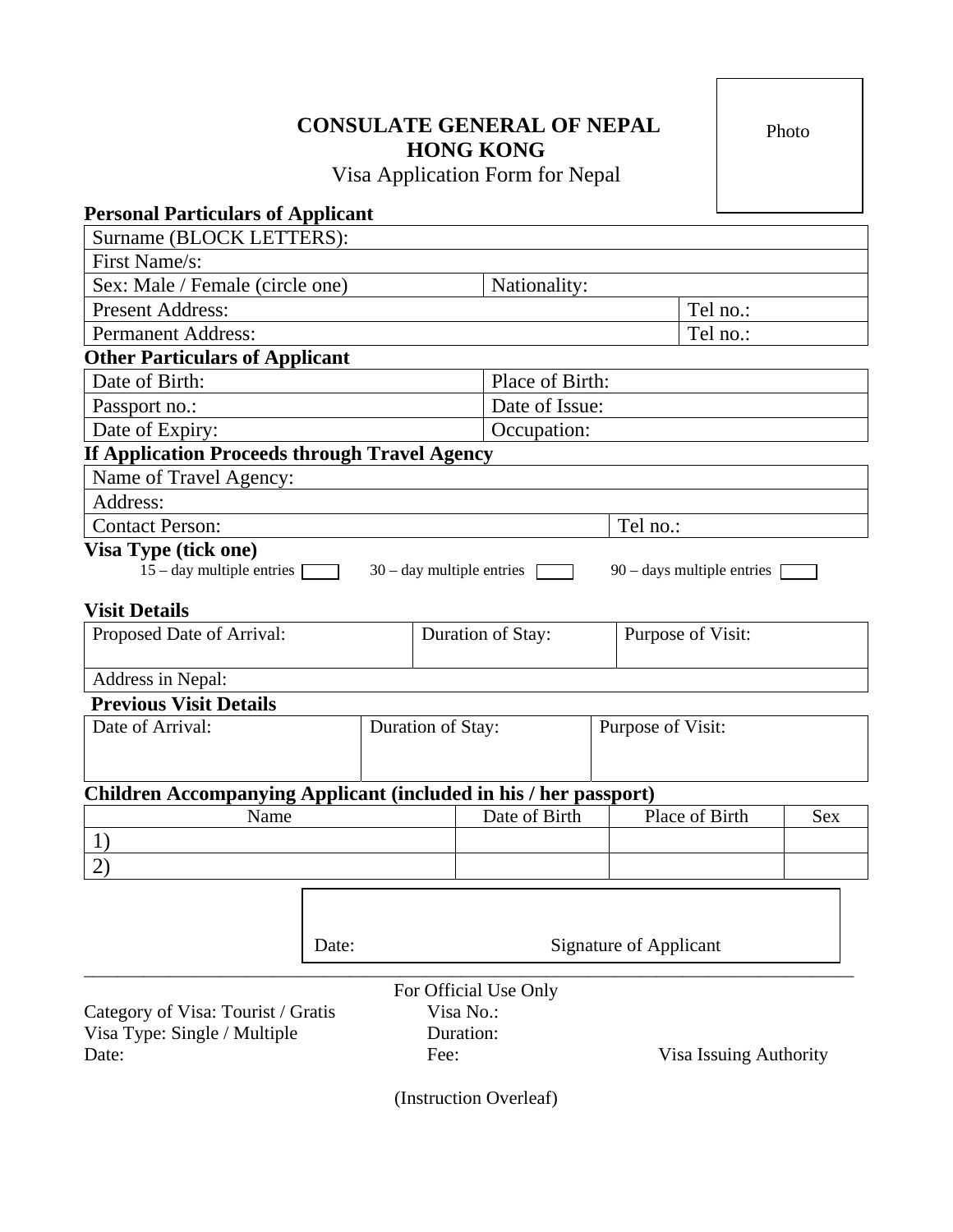# CONSULATE GENERAL OF NEPAL
# HONG KONG

Visa Application Form for Nepal

Photo

**Personal Particulars of Applicant**

| Surname (BLOCK LETTERS): | | |
|---|---|---|
| First Name/s: | | |
| Sex: Male / Female (circle one) | Nationality: | |
| Present Address: | | Tel no.: |
| Permanent Address: | | Tel no.: |

**Other Particulars of Applicant**

| Date of Birth: | Place of Birth: |
|---|---|
| Passport no.: | Date of Issue: |
| Date of Expiry: | Occupation: |

**If Application Proceeds through Travel Agency**

| Name of Travel Agency: | |
|---|---|
| Address: | |
| Contact Person: | Tel no.: |

**Visa Type (tick one)**

15 – day multiple entries ☐    30 – day multiple entries ☐    90 – days multiple entries ☐

**Visit Details**

| Proposed Date of Arrival: | Duration of Stay: | Purpose of Visit: |
|---|---|---|
| Address in Nepal: | | |

**Previous Visit Details**

| Date of Arrival: | Duration of Stay: | Purpose of Visit: |
|---|---|---|
| | | |

**Children Accompanying Applicant (included in his / her passport)**

| Name | Date of Birth | Place of Birth | Sex |
|---|---|---|---|
| 1) | | | |
| 2) | | | |

Date: Signature of Applicant

---

For Official Use Only

Category of Visa: Tourist / Gratis    Visa No.:
Visa Type: Single / Multiple    Duration:
Date:    Fee:    Visa Issuing Authority

(Instruction Overleaf)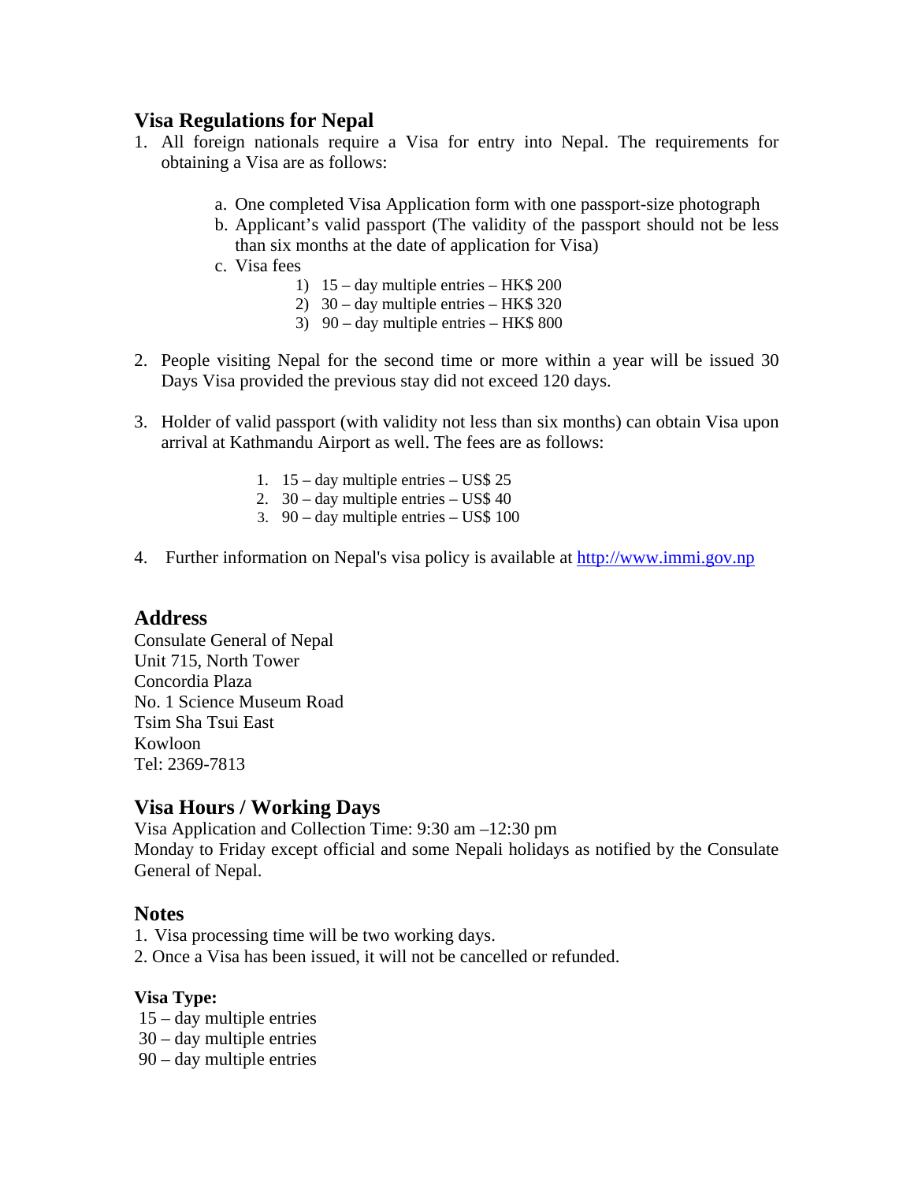## Visa Regulations for Nepal

1. All foreign nationals require a Visa for entry into Nepal. The requirements for obtaining a Visa are as follows:

   a. One completed Visa Application form with one passport-size photograph
   b. Applicant's valid passport (The validity of the passport should not be less than six months at the date of application for Visa)
   c. Visa fees
      1) 15 – day multiple entries – HK$ 200
      2) 30 – day multiple entries – HK$ 320
      3) 90 – day multiple entries – HK$ 800

2. People visiting Nepal for the second time or more within a year will be issued 30 Days Visa provided the previous stay did not exceed 120 days.

3. Holder of valid passport (with validity not less than six months) can obtain Visa upon arrival at Kathmandu Airport as well. The fees are as follows:

   1. 15 – day multiple entries – US$ 25
   2. 30 – day multiple entries – US$ 40
   3. 90 – day multiple entries – US$ 100

4. Further information on Nepal's visa policy is available at [http://www.immi.gov.np](http://www.immi.gov.np)

## Address

Consulate General of Nepal
Unit 715, North Tower
Concordia Plaza
No. 1 Science Museum Road
Tsim Sha Tsui East
Kowloon
Tel: 2369-7813

## Visa Hours / Working Days

Visa Application and Collection Time: 9:30 am –12:30 pm
Monday to Friday except official and some Nepali holidays as notified by the Consulate General of Nepal.

## Notes

1. Visa processing time will be two working days.
2. Once a Visa has been issued, it will not be cancelled or refunded.

**Visa Type:**

15 – day multiple entries
30 – day multiple entries
90 – day multiple entries